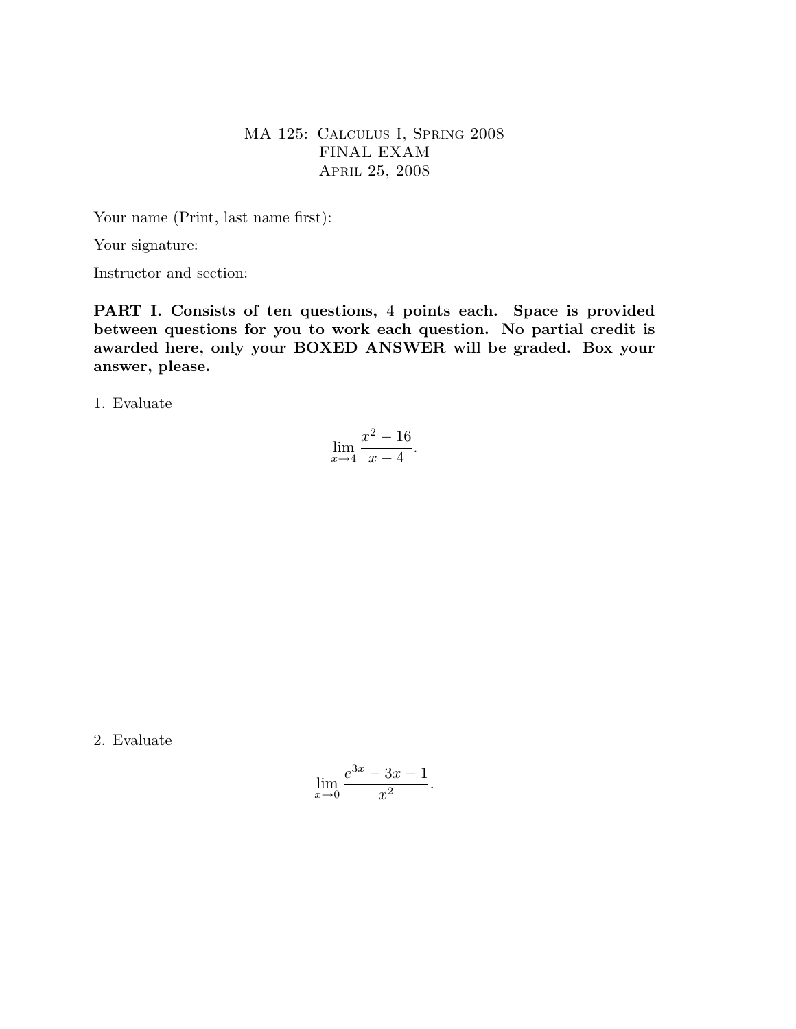# MA 125: Calculus I, Spring 2008
## FINAL EXAM
### April 25, 2008

Your name (Print, last name first):

Your signature:

Instructor and section:

**PART I. Consists of ten questions, 4 points each. Space is provided between questions for you to work each question. No partial credit is awarded here, only your BOXED ANSWER will be graded. Box your answer, please.**

1. Evaluate

$$\lim_{x \to 4} \frac{x^2 - 16}{x - 4}.$$

2. Evaluate

$$\lim_{x \to 0} \frac{e^{3x} - 3x - 1}{x^2}.$$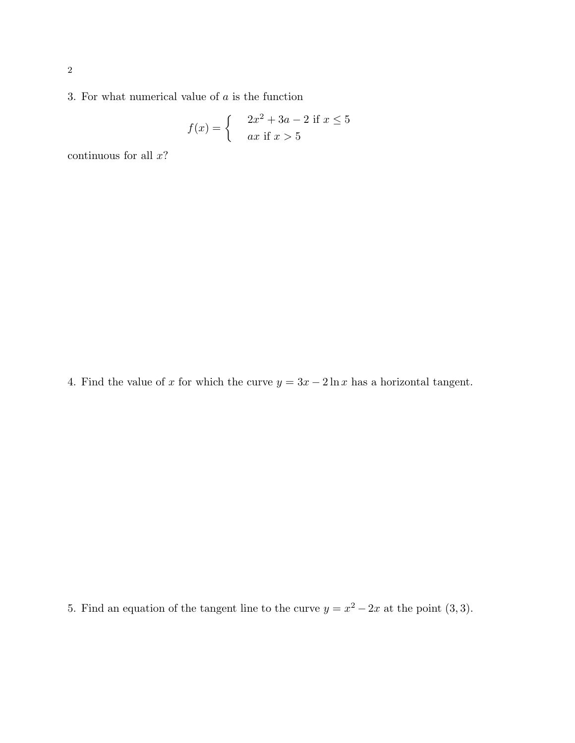3. For what numerical value of $a$ is the function

$$f(x) = \begin{cases} 2x^2 + 3a - 2 \text{ if } x \leq 5 \\ ax \text{ if } x > 5 \end{cases}$$

continuous for all $x$?

4. Find the value of $x$ for which the curve $y = 3x - 2\ln x$ has a horizontal tangent.

5. Find an equation of the tangent line to the curve $y = x^2 - 2x$ at the point $(3, 3)$.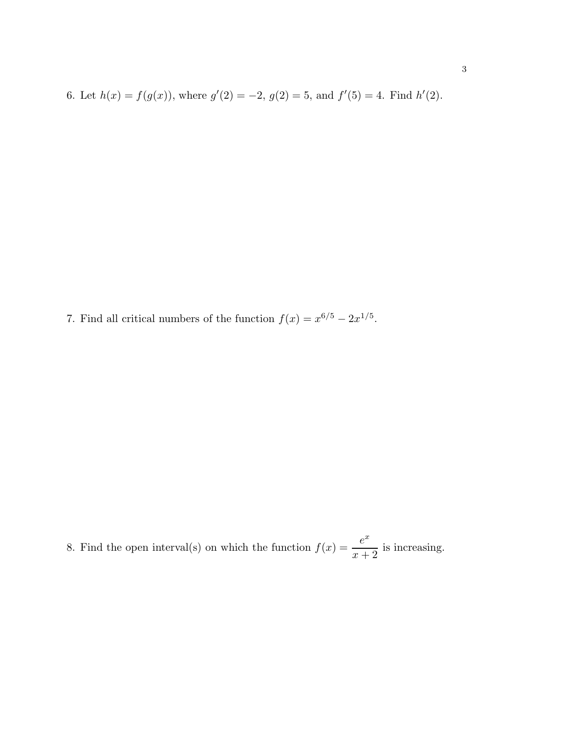6. Let $h(x) = f(g(x))$, where $g'(2) = -2$, $g(2) = 5$, and $f'(5) = 4$. Find $h'(2)$.

7. Find all critical numbers of the function $f(x) = x^{6/5} - 2x^{1/5}$.

8. Find the open interval(s) on which the function $f(x) = \dfrac{e^x}{x+2}$ is increasing.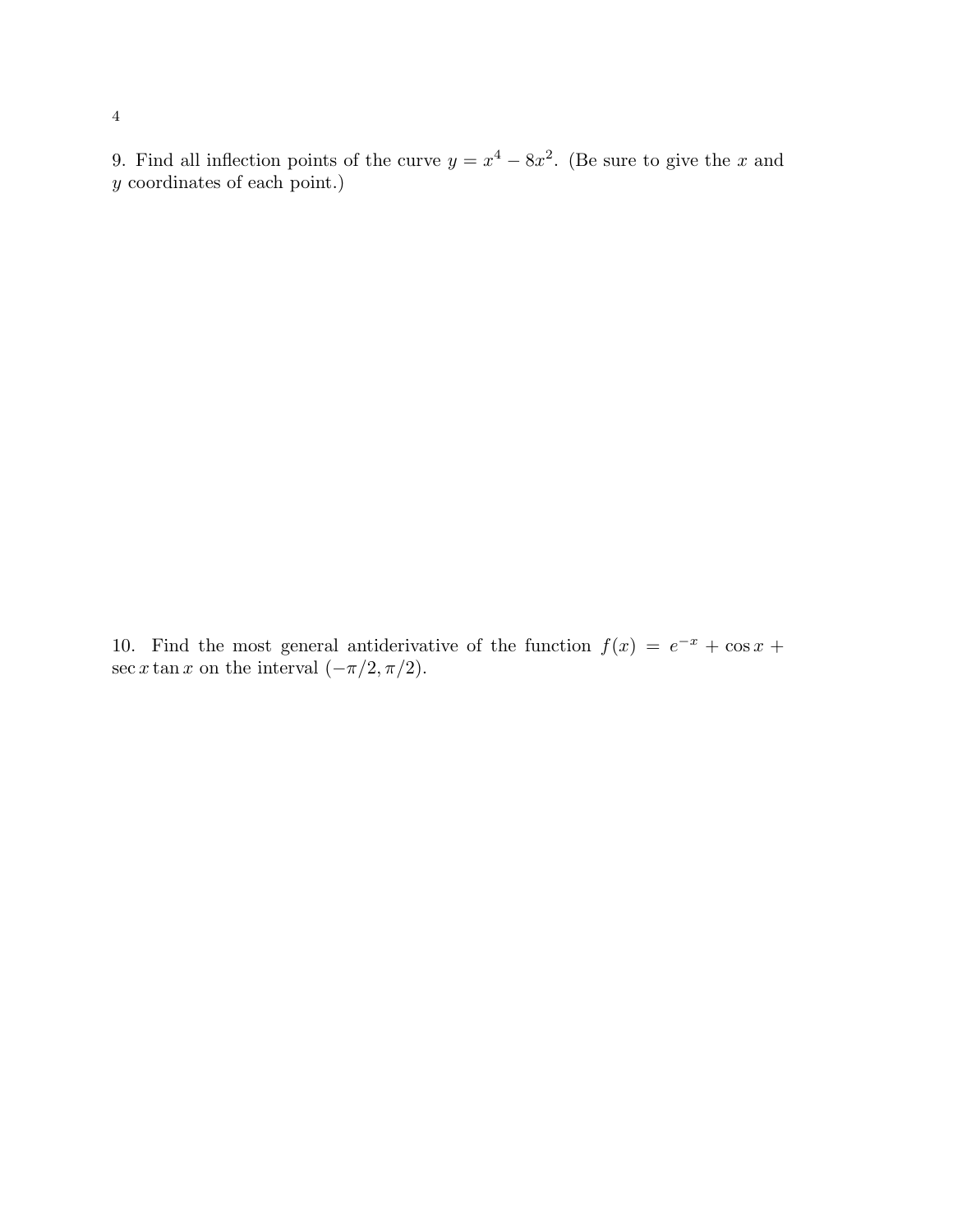9. Find all inflection points of the curve $y = x^4 - 8x^2$. (Be sure to give the $x$ and $y$ coordinates of each point.)

10. Find the most general antiderivative of the function $f(x) = e^{-x} + \cos x + \sec x \tan x$ on the interval $(-\pi/2, \pi/2)$.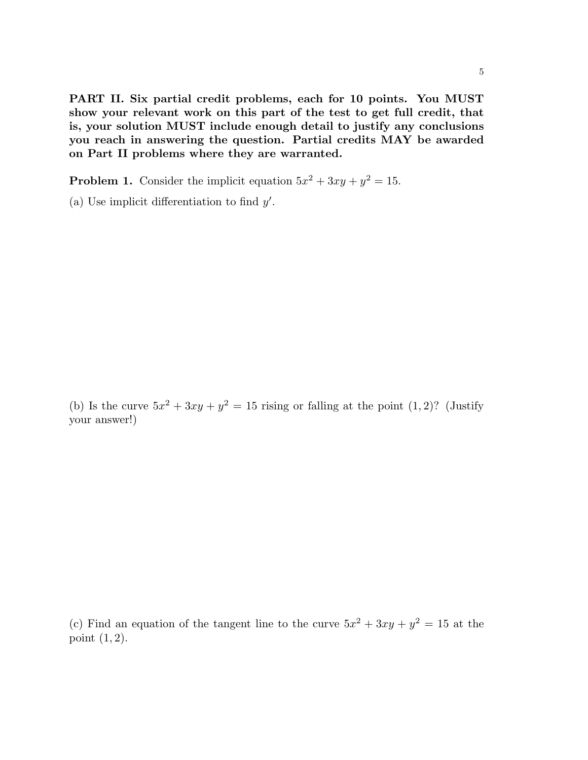**PART II. Six partial credit problems, each for 10 points. You MUST show your relevant work on this part of the test to get full credit, that is, your solution MUST include enough detail to justify any conclusions you reach in answering the question. Partial credits MAY be awarded on Part II problems where they are warranted.**

**Problem 1.** Consider the implicit equation $5x^2 + 3xy + y^2 = 15$.

(a) Use implicit differentiation to find $y'$.

(b) Is the curve $5x^2 + 3xy + y^2 = 15$ rising or falling at the point $(1, 2)$? (Justify your answer!)

(c) Find an equation of the tangent line to the curve $5x^2 + 3xy + y^2 = 15$ at the point $(1, 2)$.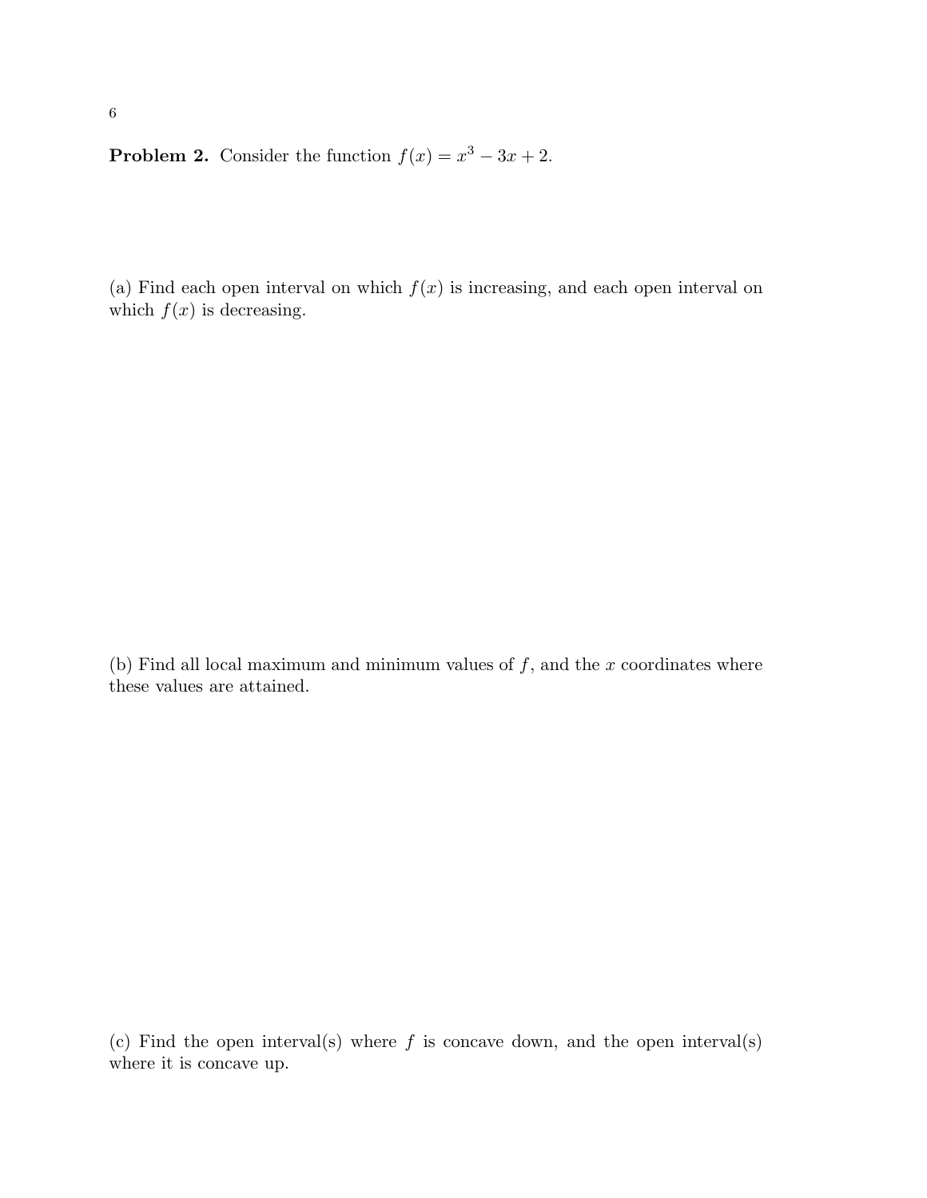**Problem 2.** Consider the function $f(x) = x^3 - 3x + 2$.

(a) Find each open interval on which $f(x)$ is increasing, and each open interval on which $f(x)$ is decreasing.

(b) Find all local maximum and minimum values of $f$, and the $x$ coordinates where these values are attained.

(c) Find the open interval(s) where $f$ is concave down, and the open interval(s) where it is concave up.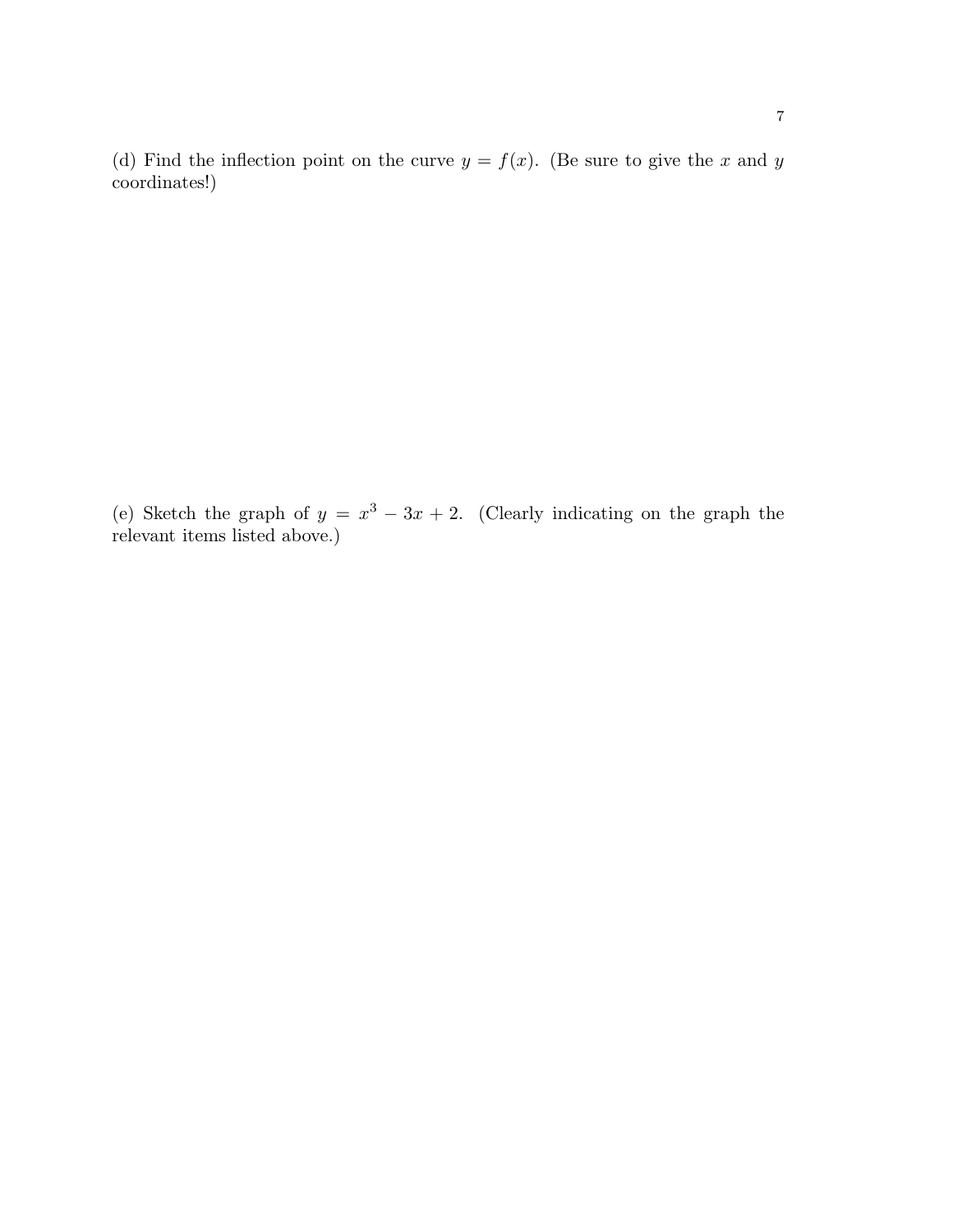(d) Find the inflection point on the curve $y = f(x)$. (Be sure to give the $x$ and $y$ coordinates!)

(e) Sketch the graph of $y = x^3 - 3x + 2$. (Clearly indicating on the graph the relevant items listed above.)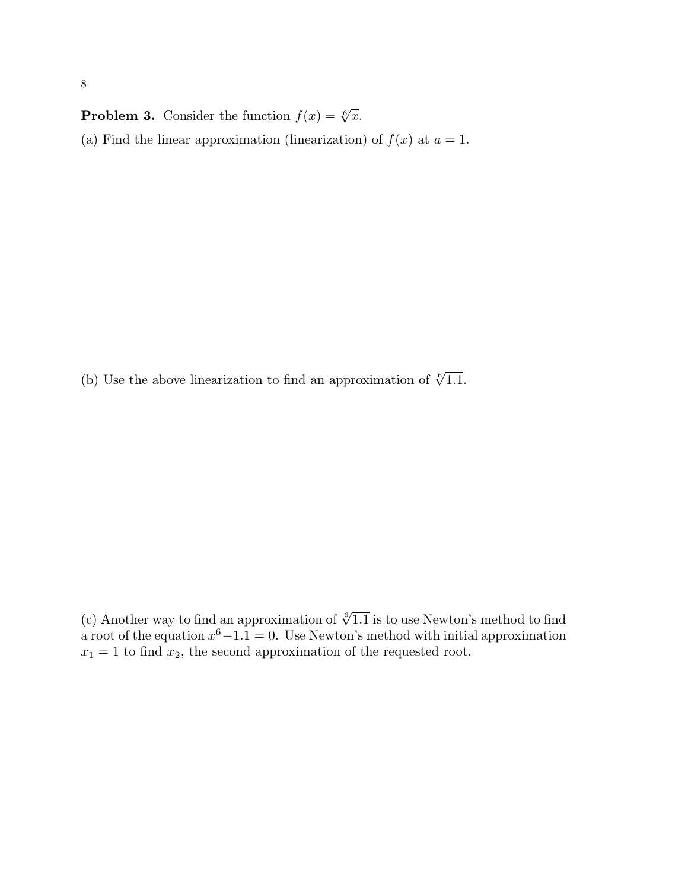**Problem 3.** Consider the function $f(x) = \sqrt[6]{x}$.

(a) Find the linear approximation (linearization) of $f(x)$ at $a = 1$.

(b) Use the above linearization to find an approximation of $\sqrt[6]{1.1}$.

(c) Another way to find an approximation of $\sqrt[6]{1.1}$ is to use Newton's method to find a root of the equation $x^6 - 1.1 = 0$. Use Newton's method with initial approximation $x_1 = 1$ to find $x_2$, the second approximation of the requested root.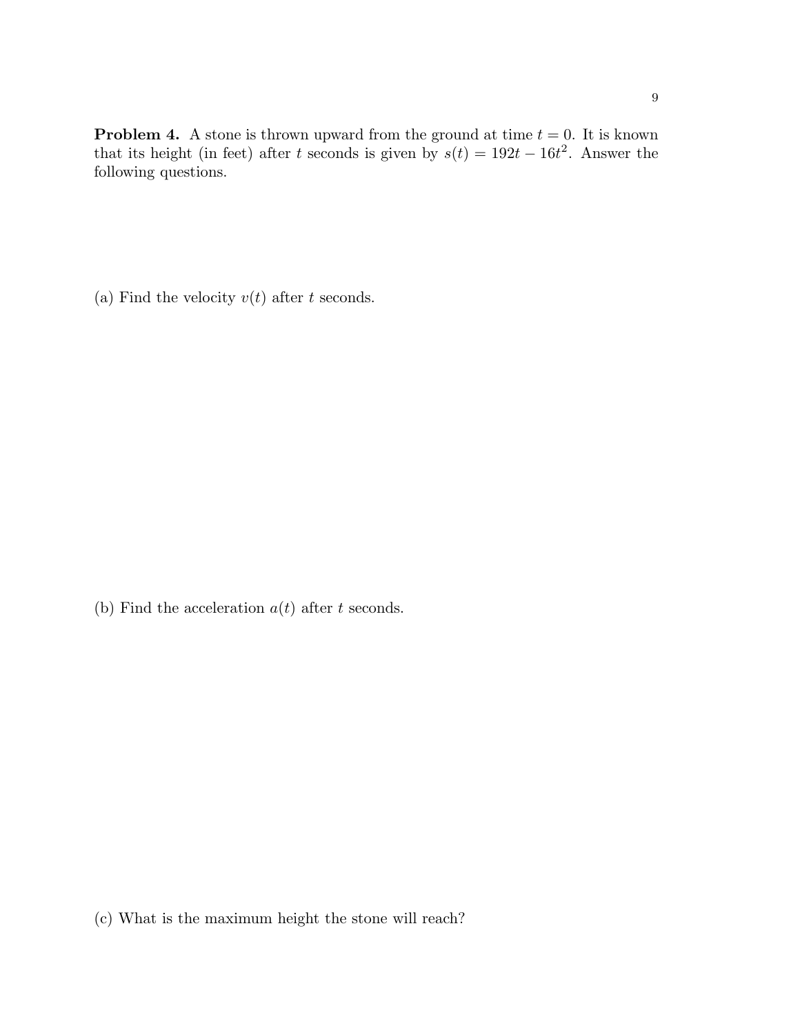**Problem 4.** A stone is thrown upward from the ground at time $t = 0$. It is known that its height (in feet) after $t$ seconds is given by $s(t) = 192t - 16t^2$. Answer the following questions.

(a) Find the velocity $v(t)$ after $t$ seconds.

(b) Find the acceleration $a(t)$ after $t$ seconds.

(c) What is the maximum height the stone will reach?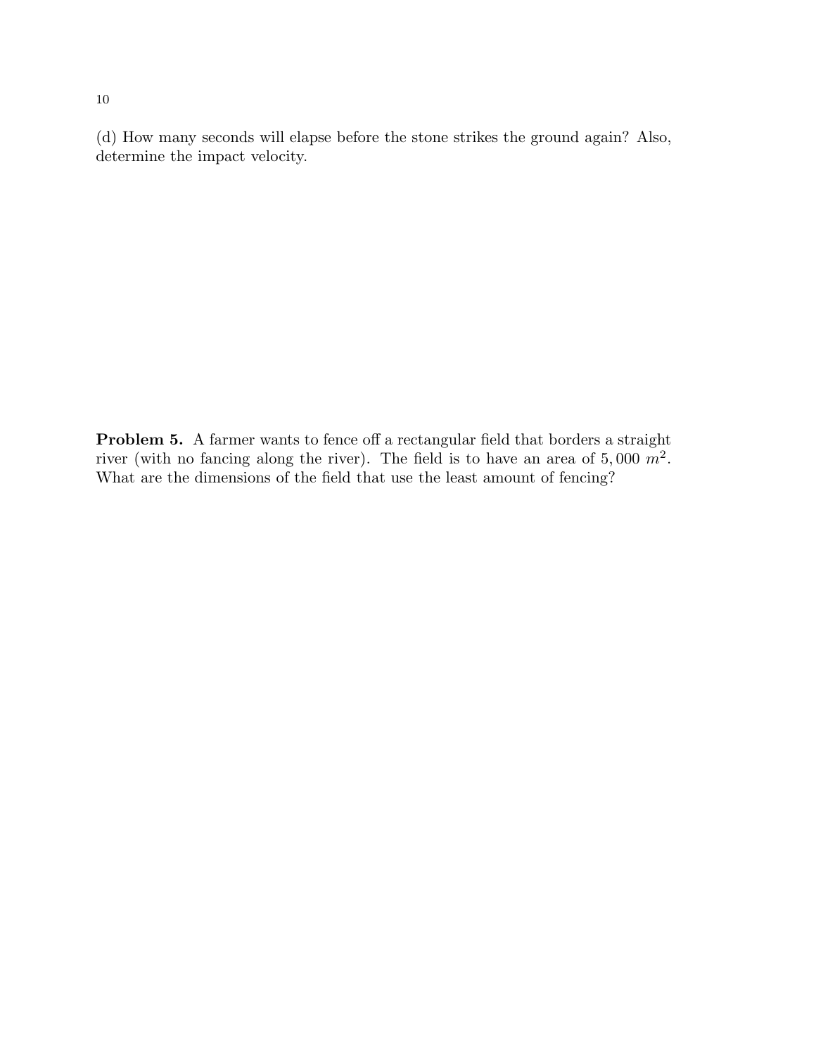(d) How many seconds will elapse before the stone strikes the ground again? Also, determine the impact velocity.

**Problem 5.** A farmer wants to fence off a rectangular field that borders a straight river (with no fancing along the river). The field is to have an area of $5,000\ m^2$. What are the dimensions of the field that use the least amount of fencing?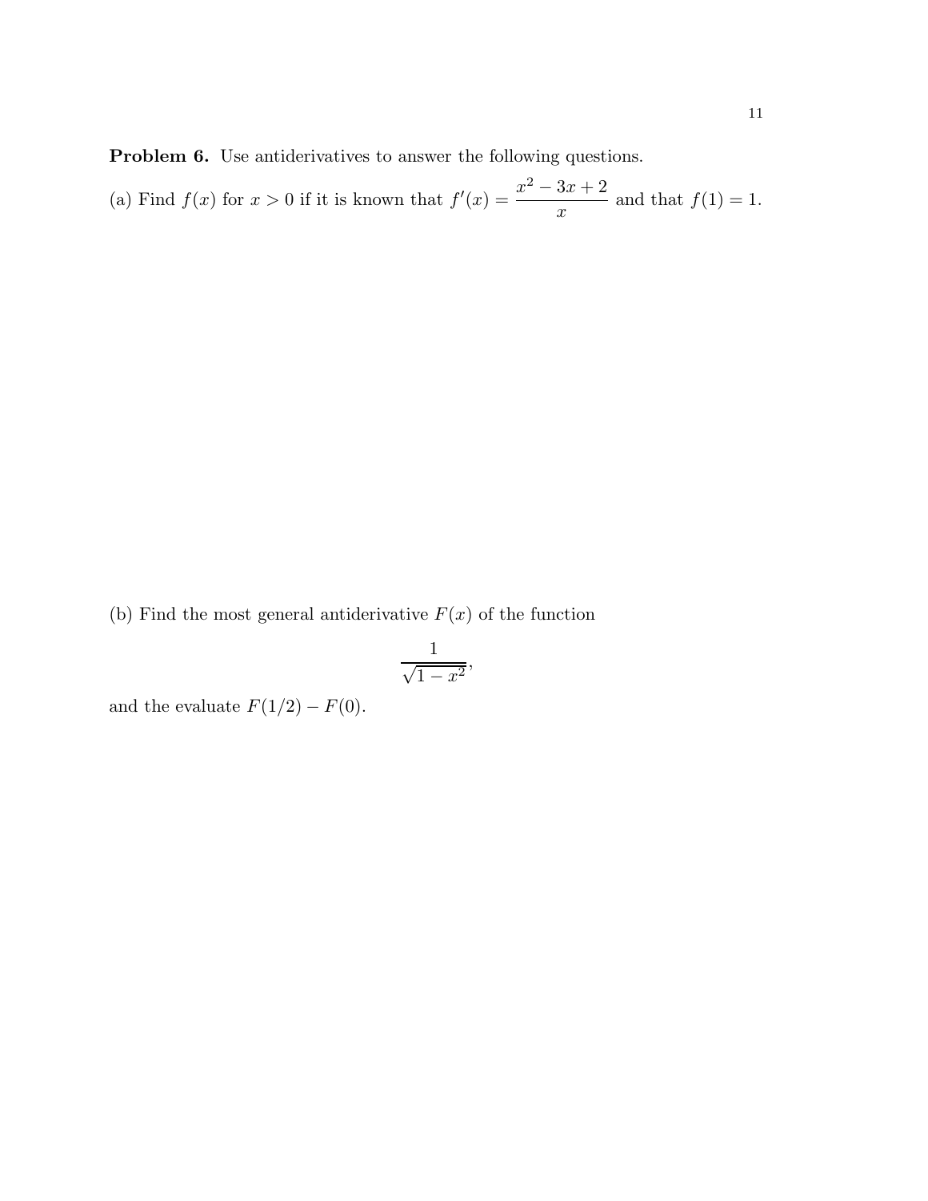**Problem 6.** Use antiderivatives to answer the following questions.

(a) Find $f(x)$ for $x > 0$ if it is known that $f'(x) = \dfrac{x^2 - 3x + 2}{x}$ and that $f(1) = 1$.

(b) Find the most general antiderivative $F(x)$ of the function

$$\frac{1}{\sqrt{1 - x^2}},$$

and the evaluate $F(1/2) - F(0)$.